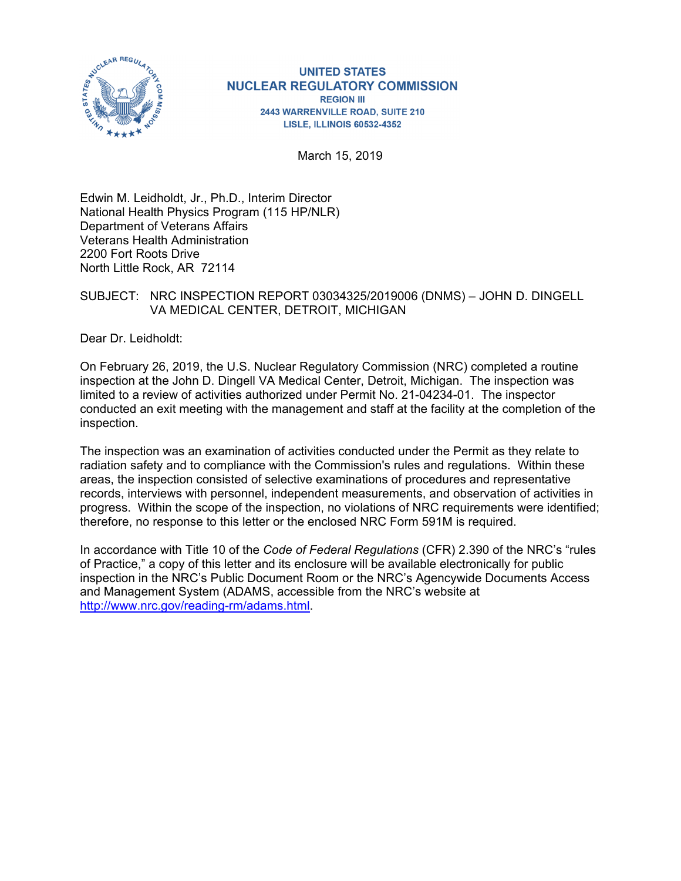**UNITED STATES**
**NUCLEAR REGULATORY COMMISSION**
**REGION III**
**2443 WARRENVILLE ROAD, SUITE 210**
**LISLE, ILLINOIS 60532-4352**

March 15, 2019

Edwin M. Leidholdt, Jr., Ph.D., Interim Director
National Health Physics Program (115 HP/NLR)
Department of Veterans Affairs
Veterans Health Administration
2200 Fort Roots Drive
North Little Rock, AR 72114

SUBJECT: NRC INSPECTION REPORT 03034325/2019006 (DNMS) – JOHN D. DINGELL VA MEDICAL CENTER, DETROIT, MICHIGAN

Dear Dr. Leidholdt:

On February 26, 2019, the U.S. Nuclear Regulatory Commission (NRC) completed a routine inspection at the John D. Dingell VA Medical Center, Detroit, Michigan. The inspection was limited to a review of activities authorized under Permit No. 21-04234-01. The inspector conducted an exit meeting with the management and staff at the facility at the completion of the inspection.

The inspection was an examination of activities conducted under the Permit as they relate to radiation safety and to compliance with the Commission's rules and regulations. Within these areas, the inspection consisted of selective examinations of procedures and representative records, interviews with personnel, independent measurements, and observation of activities in progress. Within the scope of the inspection, no violations of NRC requirements were identified; therefore, no response to this letter or the enclosed NRC Form 591M is required.

In accordance with Title 10 of the *Code of Federal Regulations* (CFR) 2.390 of the NRC's "rules of Practice," a copy of this letter and its enclosure will be available electronically for public inspection in the NRC's Public Document Room or the NRC's Agencywide Documents Access and Management System (ADAMS, accessible from the NRC's website at http://www.nrc.gov/reading-rm/adams.html.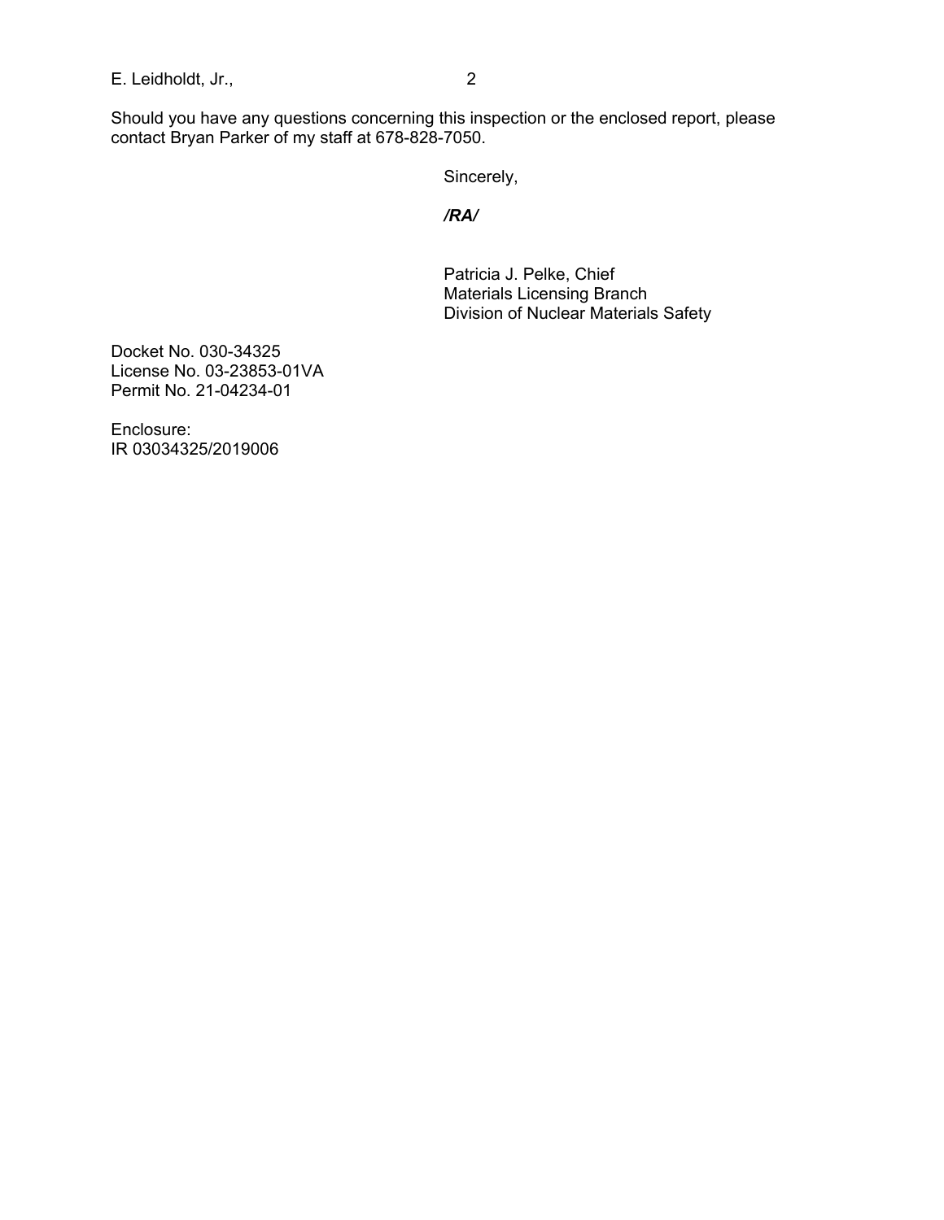Should you have any questions concerning this inspection or the enclosed report, please contact Bryan Parker of my staff at 678-828-7050.

Sincerely,

***/RA/***

Patricia J. Pelke, Chief
Materials Licensing Branch
Division of Nuclear Materials Safety

Docket No. 030-34325
License No. 03-23853-01VA
Permit No. 21-04234-01

Enclosure:
IR 03034325/2019006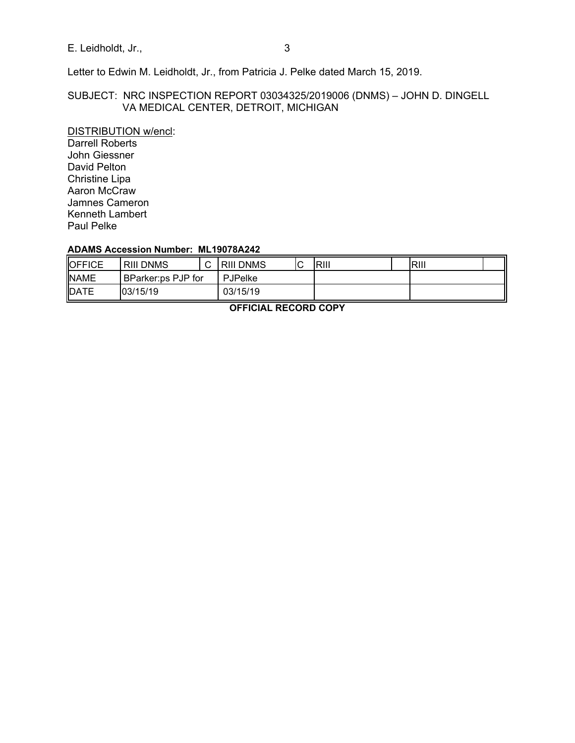Letter to Edwin M. Leidholdt, Jr., from Patricia J. Pelke dated March 15, 2019.

SUBJECT: NRC INSPECTION REPORT 03034325/2019006 (DNMS) – JOHN D. DINGELL VA MEDICAL CENTER, DETROIT, MICHIGAN

DISTRIBUTION w/encl:
Darrell Roberts
John Giessner
David Pelton
Christine Lipa
Aaron McCraw
Jamnes Cameron
Kenneth Lambert
Paul Pelke

**ADAMS Accession Number: ML19078A242**

| OFFICE | RIII DNMS | C | RIII DNMS | C | RIII | | RIII | |
|---|---|---|---|---|---|---|---|---|
| NAME | BParker:ps PJP for | | PJPelke | | | | | |
| DATE | 03/15/19 | | 03/15/19 | | | | | |

**OFFICIAL RECORD COPY**